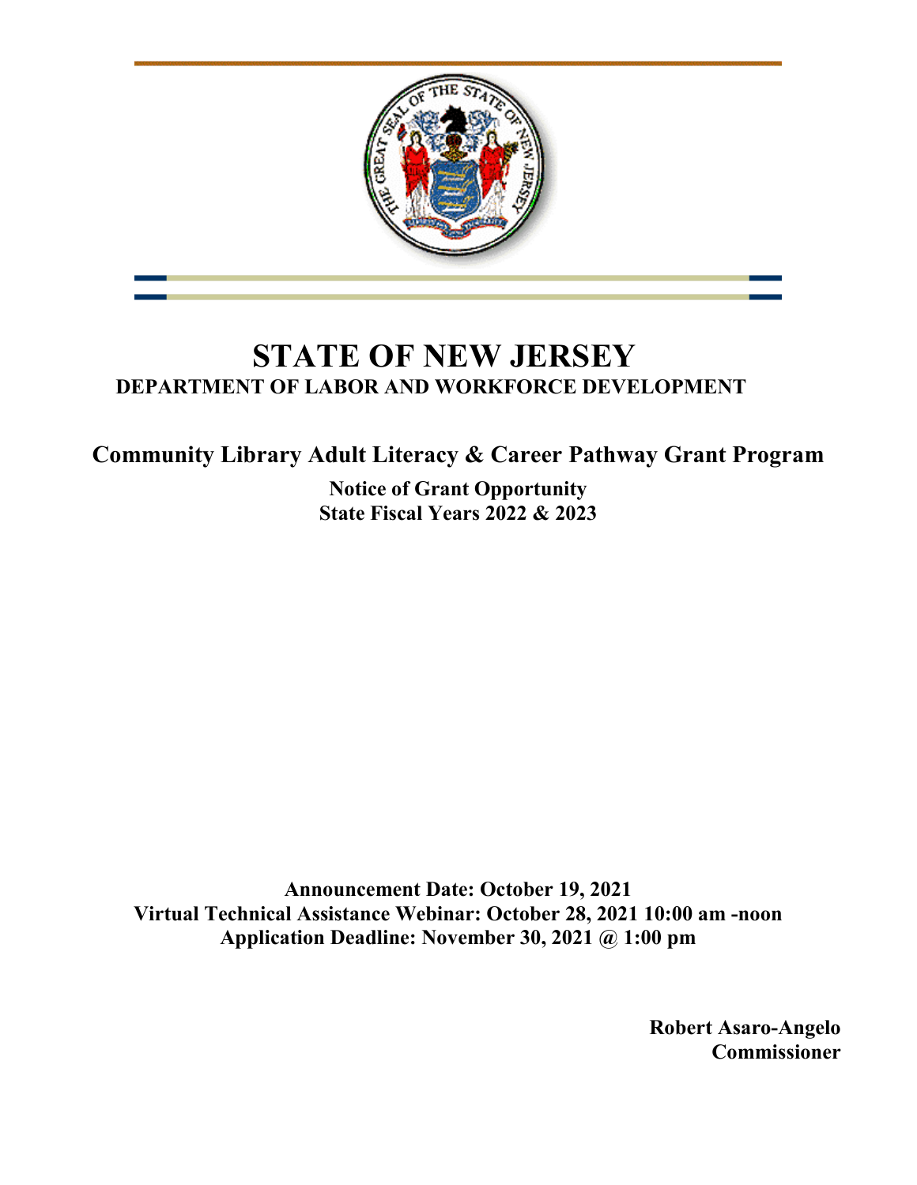# STATE OF NEW JERSEY

## DEPARTMENT OF LABOR AND WORKFORCE DEVELOPMENT

## Community Library Adult Literacy & Career Pathway Grant Program

### Notice of Grant Opportunity
### State Fiscal Years 2022 & 2023

**Announcement Date: October 19, 2021**
**Virtual Technical Assistance Webinar: October 28, 2021 10:00 am -noon**
**Application Deadline: November 30, 2021 @ 1:00 pm**

**Robert Asaro-Angelo**
**Commissioner**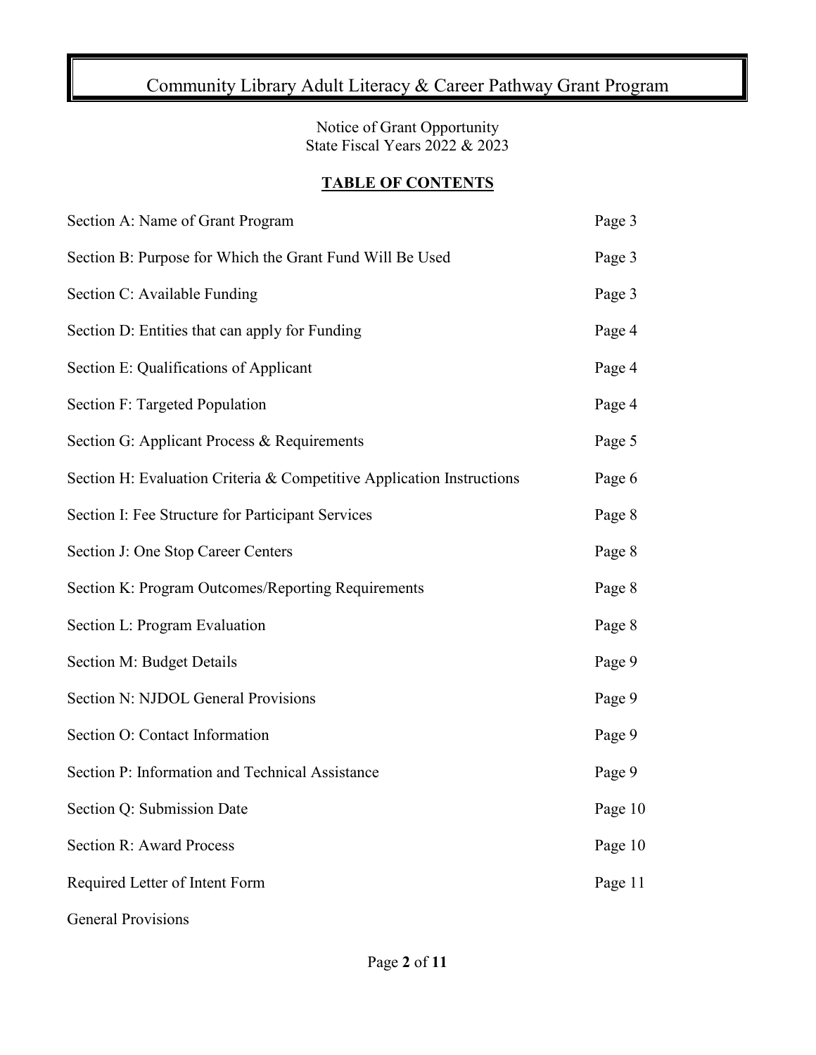# Community Library Adult Literacy & Career Pathway Grant Program

Notice of Grant Opportunity
State Fiscal Years 2022 & 2023

## TABLE OF CONTENTS

| | |
|---|---|
| Section A: Name of Grant Program | Page 3 |
| Section B: Purpose for Which the Grant Fund Will Be Used | Page 3 |
| Section C: Available Funding | Page 3 |
| Section D: Entities that can apply for Funding | Page 4 |
| Section E: Qualifications of Applicant | Page 4 |
| Section F: Targeted Population | Page 4 |
| Section G: Applicant Process & Requirements | Page 5 |
| Section H: Evaluation Criteria & Competitive Application Instructions | Page 6 |
| Section I: Fee Structure for Participant Services | Page 8 |
| Section J: One Stop Career Centers | Page 8 |
| Section K: Program Outcomes/Reporting Requirements | Page 8 |
| Section L: Program Evaluation | Page 8 |
| Section M: Budget Details | Page 9 |
| Section N: NJDOL General Provisions | Page 9 |
| Section O: Contact Information | Page 9 |
| Section P: Information and Technical Assistance | Page 9 |
| Section Q: Submission Date | Page 10 |
| Section R: Award Process | Page 10 |
| Required Letter of Intent Form | Page 11 |
| General Provisions | |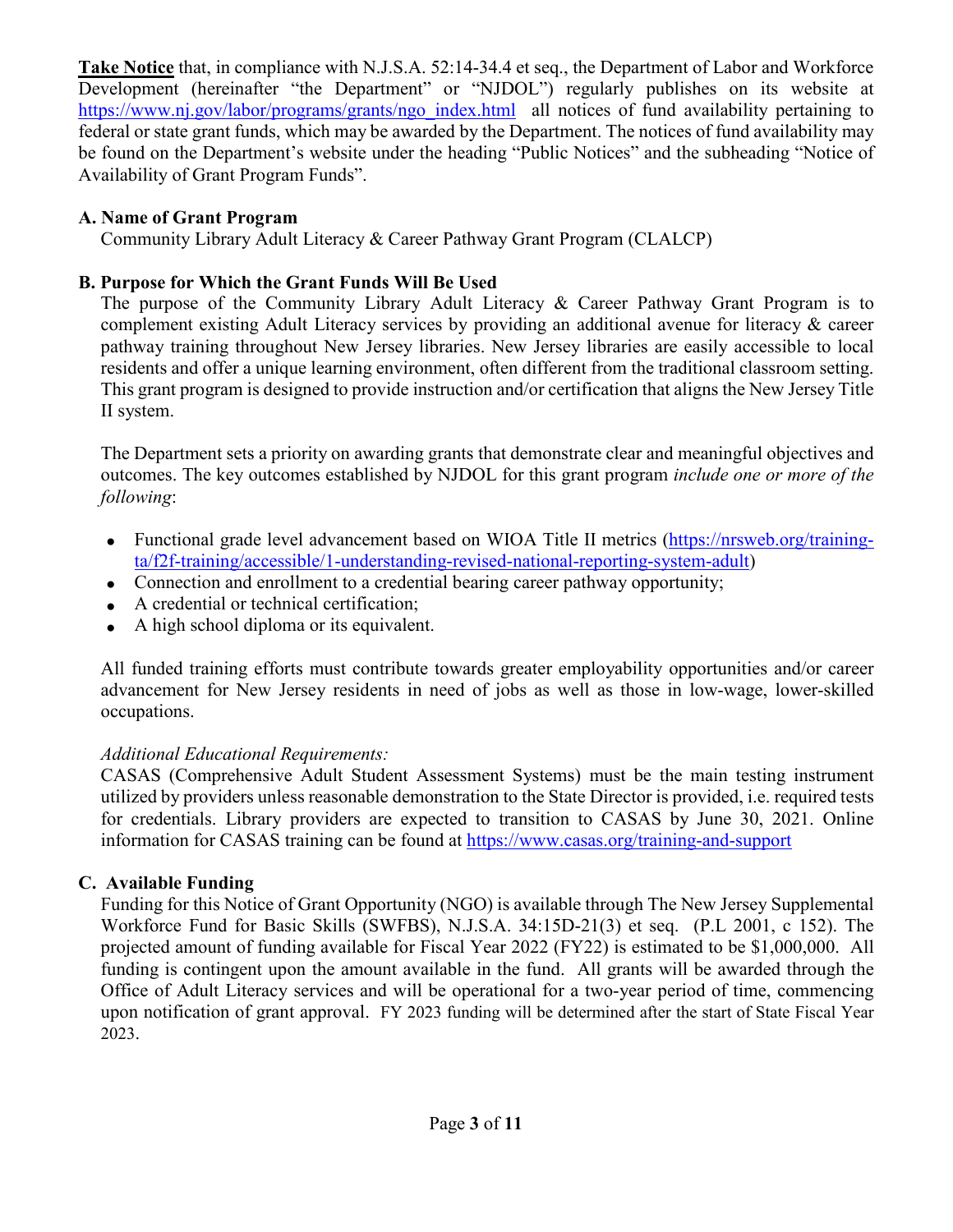**Take Notice** that, in compliance with N.J.S.A. 52:14-34.4 et seq., the Department of Labor and Workforce Development (hereinafter "the Department" or "NJDOL") regularly publishes on its website at https://www.nj.gov/labor/programs/grants/ngo_index.html all notices of fund availability pertaining to federal or state grant funds, which may be awarded by the Department. The notices of fund availability may be found on the Department's website under the heading "Public Notices" and the subheading "Notice of Availability of Grant Program Funds".

### A. Name of Grant Program

Community Library Adult Literacy & Career Pathway Grant Program (CLALCP)

### B. Purpose for Which the Grant Funds Will Be Used

The purpose of the Community Library Adult Literacy & Career Pathway Grant Program is to complement existing Adult Literacy services by providing an additional avenue for literacy & career pathway training throughout New Jersey libraries. New Jersey libraries are easily accessible to local residents and offer a unique learning environment, often different from the traditional classroom setting. This grant program is designed to provide instruction and/or certification that aligns the New Jersey Title II system.

The Department sets a priority on awarding grants that demonstrate clear and meaningful objectives and outcomes. The key outcomes established by NJDOL for this grant program *include one or more of the following*:

- Functional grade level advancement based on WIOA Title II metrics (https://nrsweb.org/training-ta/f2f-training/accessible/1-understanding-revised-national-reporting-system-adult)
- Connection and enrollment to a credential bearing career pathway opportunity;
- A credential or technical certification;
- A high school diploma or its equivalent.

All funded training efforts must contribute towards greater employability opportunities and/or career advancement for New Jersey residents in need of jobs as well as those in low-wage, lower-skilled occupations.

*Additional Educational Requirements:*

CASAS (Comprehensive Adult Student Assessment Systems) must be the main testing instrument utilized by providers unless reasonable demonstration to the State Director is provided, i.e. required tests for credentials. Library providers are expected to transition to CASAS by June 30, 2021. Online information for CASAS training can be found at https://www.casas.org/training-and-support

### C. Available Funding

Funding for this Notice of Grant Opportunity (NGO) is available through The New Jersey Supplemental Workforce Fund for Basic Skills (SWFBS), N.J.S.A. 34:15D-21(3) et seq. (P.L 2001, c 152). The projected amount of funding available for Fiscal Year 2022 (FY22) is estimated to be $1,000,000. All funding is contingent upon the amount available in the fund. All grants will be awarded through the Office of Adult Literacy services and will be operational for a two-year period of time, commencing upon notification of grant approval. FY 2023 funding will be determined after the start of State Fiscal Year 2023.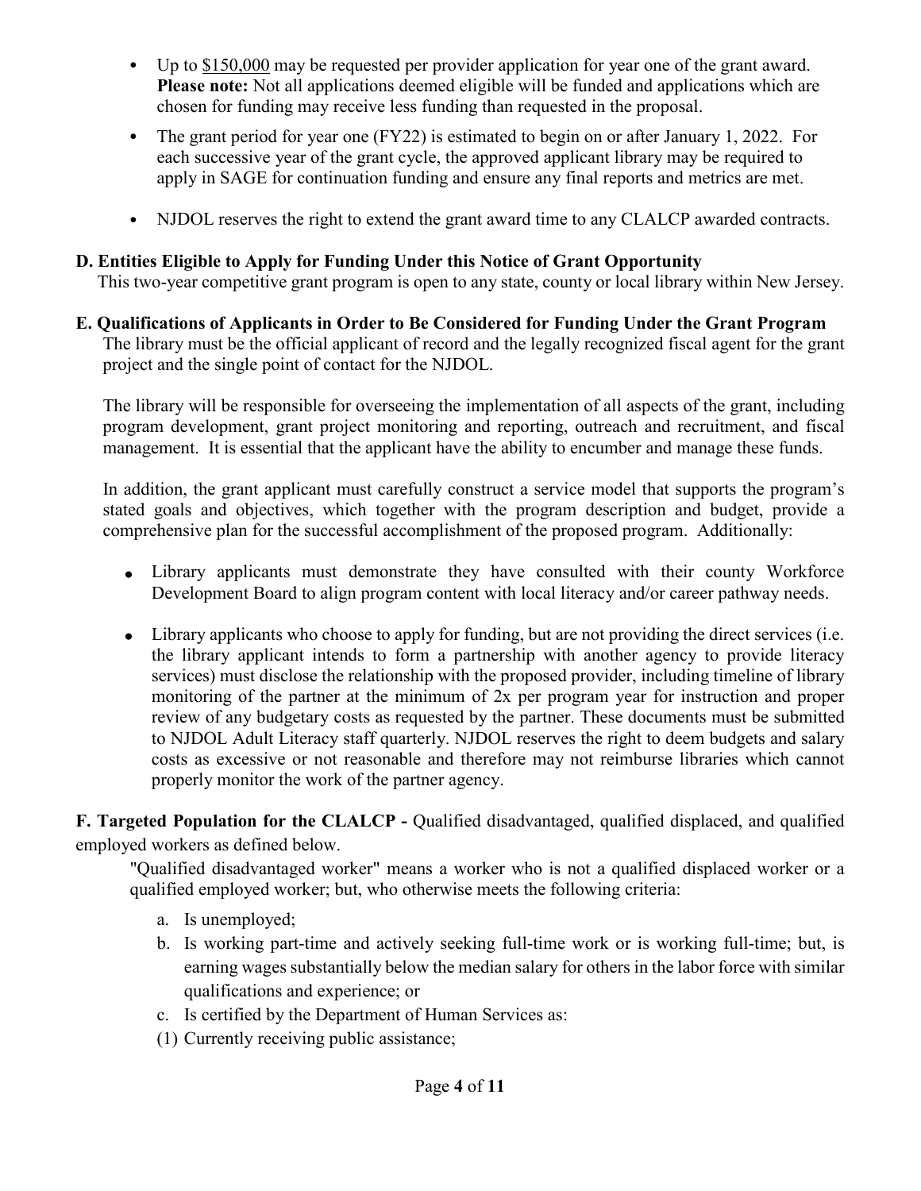- Up to <u>$150,000</u> may be requested per provider application for year one of the grant award. **Please note:** Not all applications deemed eligible will be funded and applications which are chosen for funding may receive less funding than requested in the proposal.

- The grant period for year one (FY22) is estimated to begin on or after January 1, 2022. For each successive year of the grant cycle, the approved applicant library may be required to apply in SAGE for continuation funding and ensure any final reports and metrics are met.

- NJDOL reserves the right to extend the grant award time to any CLALCP awarded contracts.

**D. Entities Eligible to Apply for Funding Under this Notice of Grant Opportunity**

This two-year competitive grant program is open to any state, county or local library within New Jersey.

**E. Qualifications of Applicants in Order to Be Considered for Funding Under the Grant Program**

The library must be the official applicant of record and the legally recognized fiscal agent for the grant project and the single point of contact for the NJDOL.

The library will be responsible for overseeing the implementation of all aspects of the grant, including program development, grant project monitoring and reporting, outreach and recruitment, and fiscal management. It is essential that the applicant have the ability to encumber and manage these funds.

In addition, the grant applicant must carefully construct a service model that supports the program's stated goals and objectives, which together with the program description and budget, provide a comprehensive plan for the successful accomplishment of the proposed program. Additionally:

- Library applicants must demonstrate they have consulted with their county Workforce Development Board to align program content with local literacy and/or career pathway needs.

- Library applicants who choose to apply for funding, but are not providing the direct services (i.e. the library applicant intends to form a partnership with another agency to provide literacy services) must disclose the relationship with the proposed provider, including timeline of library monitoring of the partner at the minimum of 2x per program year for instruction and proper review of any budgetary costs as requested by the partner. These documents must be submitted to NJDOL Adult Literacy staff quarterly. NJDOL reserves the right to deem budgets and salary costs as excessive or not reasonable and therefore may not reimburse libraries which cannot properly monitor the work of the partner agency.

**F. Targeted Population for the CLALCP -** Qualified disadvantaged, qualified displaced, and qualified employed workers as defined below.

"Qualified disadvantaged worker" means a worker who is not a qualified displaced worker or a qualified employed worker; but, who otherwise meets the following criteria:

a. Is unemployed;
b. Is working part-time and actively seeking full-time work or is working full-time; but, is earning wages substantially below the median salary for others in the labor force with similar qualifications and experience; or
c. Is certified by the Department of Human Services as:

(1) Currently receiving public assistance;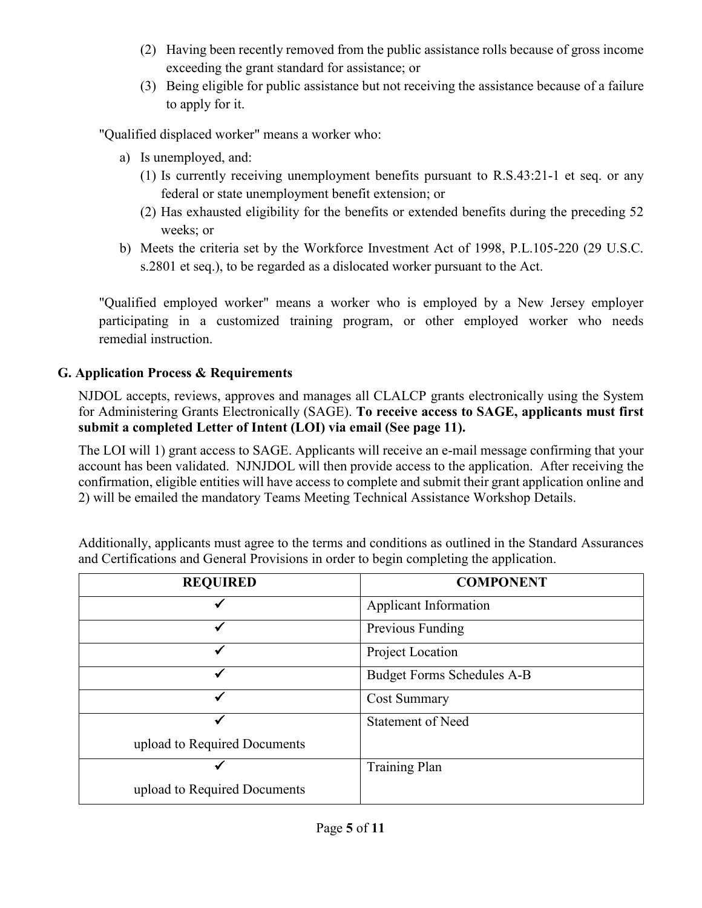(2) Having been recently removed from the public assistance rolls because of gross income exceeding the grant standard for assistance; or

(3) Being eligible for public assistance but not receiving the assistance because of a failure to apply for it.

"Qualified displaced worker" means a worker who:

a) Is unemployed, and:
   (1) Is currently receiving unemployment benefits pursuant to R.S.43:21-1 et seq. or any federal or state unemployment benefit extension; or
   (2) Has exhausted eligibility for the benefits or extended benefits during the preceding 52 weeks; or
b) Meets the criteria set by the Workforce Investment Act of 1998, P.L.105-220 (29 U.S.C. s.2801 et seq.), to be regarded as a dislocated worker pursuant to the Act.

"Qualified employed worker" means a worker who is employed by a New Jersey employer participating in a customized training program, or other employed worker who needs remedial instruction.

## G. Application Process & Requirements

NJDOL accepts, reviews, approves and manages all CLALCP grants electronically using the System for Administering Grants Electronically (SAGE). **To receive access to SAGE, applicants must first submit a completed Letter of Intent (LOI) via email (See page 11).**

The LOI will 1) grant access to SAGE. Applicants will receive an e-mail message confirming that your account has been validated. NJNJDOL will then provide access to the application. After receiving the confirmation, eligible entities will have access to complete and submit their grant application online and 2) will be emailed the mandatory Teams Meeting Technical Assistance Workshop Details.

Additionally, applicants must agree to the terms and conditions as outlined in the Standard Assurances and Certifications and General Provisions in order to begin completing the application.

| REQUIRED | COMPONENT |
|---|---|
| ✓ | Applicant Information |
| ✓ | Previous Funding |
| ✓ | Project Location |
| ✓ | Budget Forms Schedules A-B |
| ✓ | Cost Summary |
| ✓ upload to Required Documents | Statement of Need |
| ✓ upload to Required Documents | Training Plan |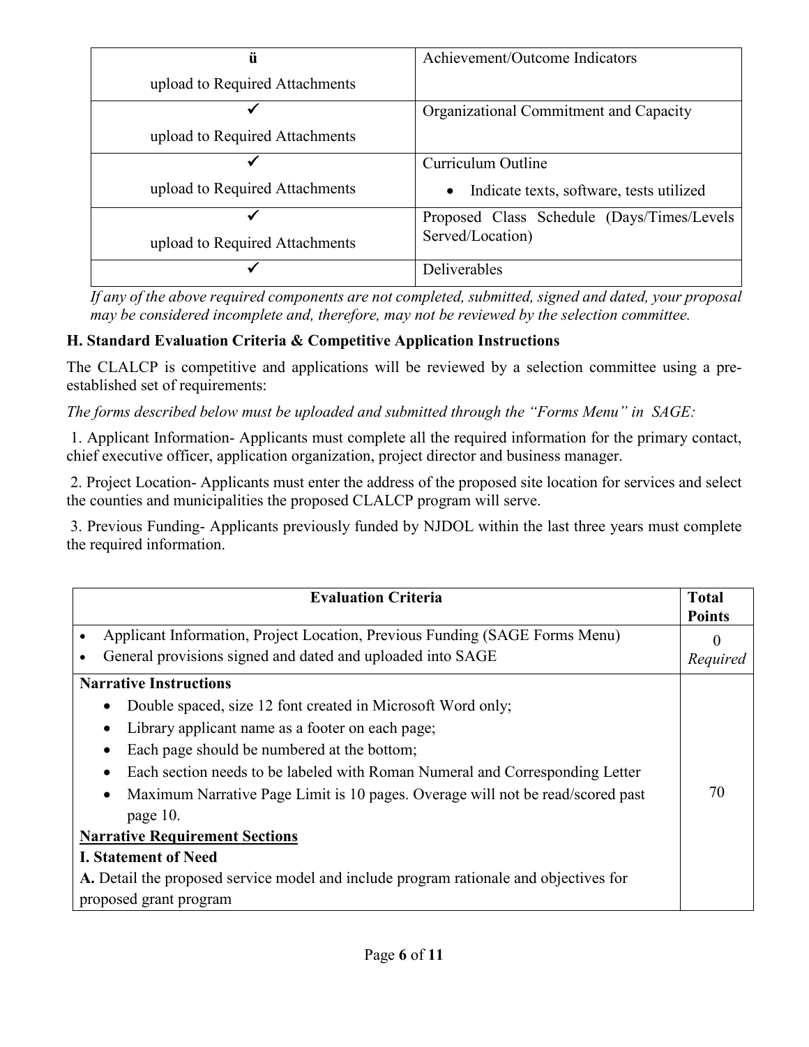| ü upload to Required Attachments | Achievement/Outcome Indicators |
|---|---|
| ✓ upload to Required Attachments | Organizational Commitment and Capacity |
| ✓ upload to Required Attachments | Curriculum Outline<br>• Indicate texts, software, tests utilized |
| ✓ upload to Required Attachments | Proposed Class Schedule (Days/Times/Levels Served/Location) |
| ✓ | Deliverables |

*If any of the above required components are not completed, submitted, signed and dated, your proposal may be considered incomplete and, therefore, may not be reviewed by the selection committee.*

**H. Standard Evaluation Criteria & Competitive Application Instructions**

The CLALCP is competitive and applications will be reviewed by a selection committee using a pre-established set of requirements:

*The forms described below must be uploaded and submitted through the "Forms Menu" in SAGE:*

1. Applicant Information- Applicants must complete all the required information for the primary contact, chief executive officer, application organization, project director and business manager.

2. Project Location- Applicants must enter the address of the proposed site location for services and select the counties and municipalities the proposed CLALCP program will serve.

3. Previous Funding- Applicants previously funded by NJDOL within the last three years must complete the required information.

| Evaluation Criteria | Total Points |
|---|---|
| • Applicant Information, Project Location, Previous Funding (SAGE Forms Menu)<br>• General provisions signed and dated and uploaded into SAGE | 0<br>*Required* |
| **Narrative Instructions**<br>• Double spaced, size 12 font created in Microsoft Word only;<br>• Library applicant name as a footer on each page;<br>• Each page should be numbered at the bottom;<br>• Each section needs to be labeled with Roman Numeral and Corresponding Letter<br>• Maximum Narrative Page Limit is 10 pages. Overage will not be read/scored past page 10.<br>**Narrative Requirement Sections**<br>**I. Statement of Need**<br>**A.** Detail the proposed service model and include program rationale and objectives for proposed grant program | 70 |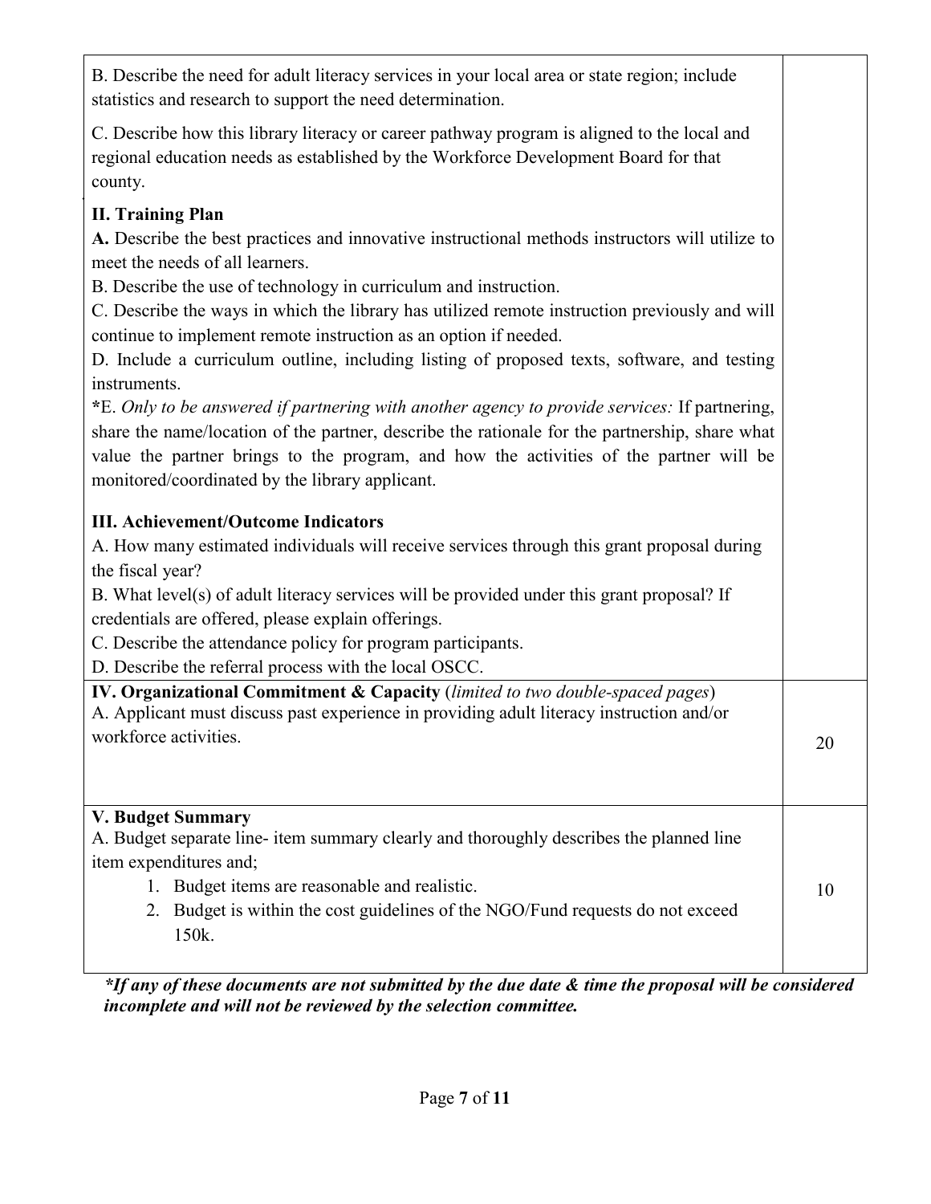| | |
|---|---|
| B. Describe the need for adult literacy services in your local area or state region; include statistics and research to support the need determination.<br><br>C. Describe how this library literacy or career pathway program is aligned to the local and regional education needs as established by the Workforce Development Board for that county.<br><br>**II. Training Plan**<br>**A.** Describe the best practices and innovative instructional methods instructors will utilize to meet the needs of all learners.<br>B. Describe the use of technology in curriculum and instruction.<br>C. Describe the ways in which the library has utilized remote instruction previously and will continue to implement remote instruction as an option if needed.<br>D. Include a curriculum outline, including listing of proposed texts, software, and testing instruments.<br>***E.** *Only to be answered if partnering with another agency to provide services:* If partnering, share the name/location of the partner, describe the rationale for the partnership, share what value the partner brings to the program, and how the activities of the partner will be monitored/coordinated by the library applicant.<br><br>**III. Achievement/Outcome Indicators**<br>A. How many estimated individuals will receive services through this grant proposal during the fiscal year?<br>B. What level(s) of adult literacy services will be provided under this grant proposal? If credentials are offered, please explain offerings.<br>C. Describe the attendance policy for program participants.<br>D. Describe the referral process with the local OSCC. | |
| **IV. Organizational Commitment & Capacity** (*limited to two double-spaced pages*)<br>A. Applicant must discuss past experience in providing adult literacy instruction and/or workforce activities. | 20 |
| **V. Budget Summary**<br>A. Budget separate line- item summary clearly and thoroughly describes the planned line item expenditures and;<br>1. Budget items are reasonable and realistic.<br>2. Budget is within the cost guidelines of the NGO/Fund requests do not exceed 150k. | 10 |

***If any of these documents are not submitted by the due date & time the proposal will be considered incomplete and will not be reviewed by the selection committee.***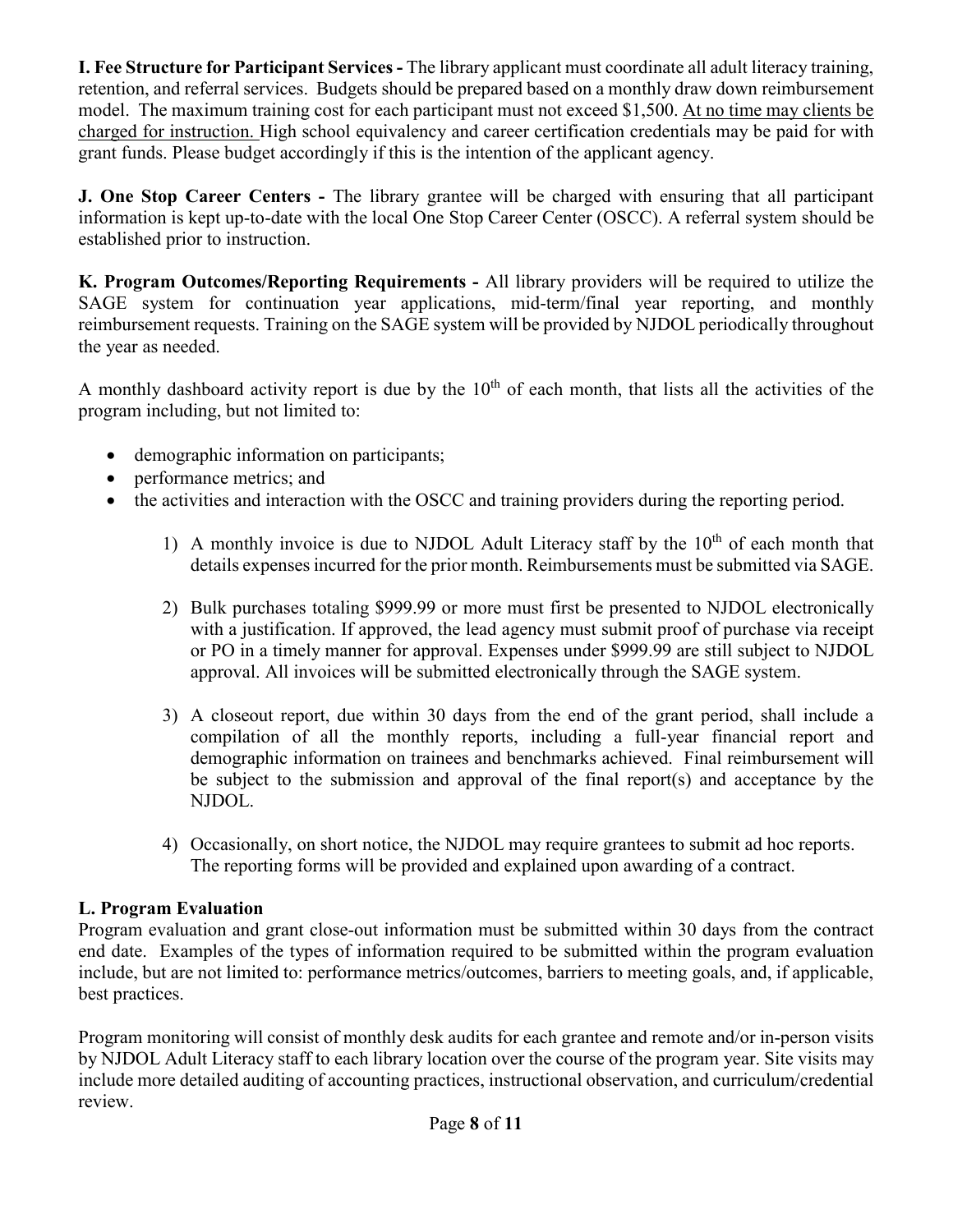**I. Fee Structure for Participant Services -** The library applicant must coordinate all adult literacy training, retention, and referral services. Budgets should be prepared based on a monthly draw down reimbursement model. The maximum training cost for each participant must not exceed $1,500. At no time may clients be charged for instruction. High school equivalency and career certification credentials may be paid for with grant funds. Please budget accordingly if this is the intention of the applicant agency.

**J. One Stop Career Centers -** The library grantee will be charged with ensuring that all participant information is kept up-to-date with the local One Stop Career Center (OSCC). A referral system should be established prior to instruction.

**K. Program Outcomes/Reporting Requirements -** All library providers will be required to utilize the SAGE system for continuation year applications, mid-term/final year reporting, and monthly reimbursement requests. Training on the SAGE system will be provided by NJDOL periodically throughout the year as needed.

A monthly dashboard activity report is due by the 10th of each month, that lists all the activities of the program including, but not limited to:

- demographic information on participants;
- performance metrics; and
- the activities and interaction with the OSCC and training providers during the reporting period.

1) A monthly invoice is due to NJDOL Adult Literacy staff by the 10th of each month that details expenses incurred for the prior month. Reimbursements must be submitted via SAGE.

2) Bulk purchases totaling $999.99 or more must first be presented to NJDOL electronically with a justification. If approved, the lead agency must submit proof of purchase via receipt or PO in a timely manner for approval. Expenses under $999.99 are still subject to NJDOL approval. All invoices will be submitted electronically through the SAGE system.

3) A closeout report, due within 30 days from the end of the grant period, shall include a compilation of all the monthly reports, including a full-year financial report and demographic information on trainees and benchmarks achieved. Final reimbursement will be subject to the submission and approval of the final report(s) and acceptance by the NJDOL.

4) Occasionally, on short notice, the NJDOL may require grantees to submit ad hoc reports. The reporting forms will be provided and explained upon awarding of a contract.

**L. Program Evaluation**

Program evaluation and grant close-out information must be submitted within 30 days from the contract end date. Examples of the types of information required to be submitted within the program evaluation include, but are not limited to: performance metrics/outcomes, barriers to meeting goals, and, if applicable, best practices.

Program monitoring will consist of monthly desk audits for each grantee and remote and/or in-person visits by NJDOL Adult Literacy staff to each library location over the course of the program year. Site visits may include more detailed auditing of accounting practices, instructional observation, and curriculum/credential review.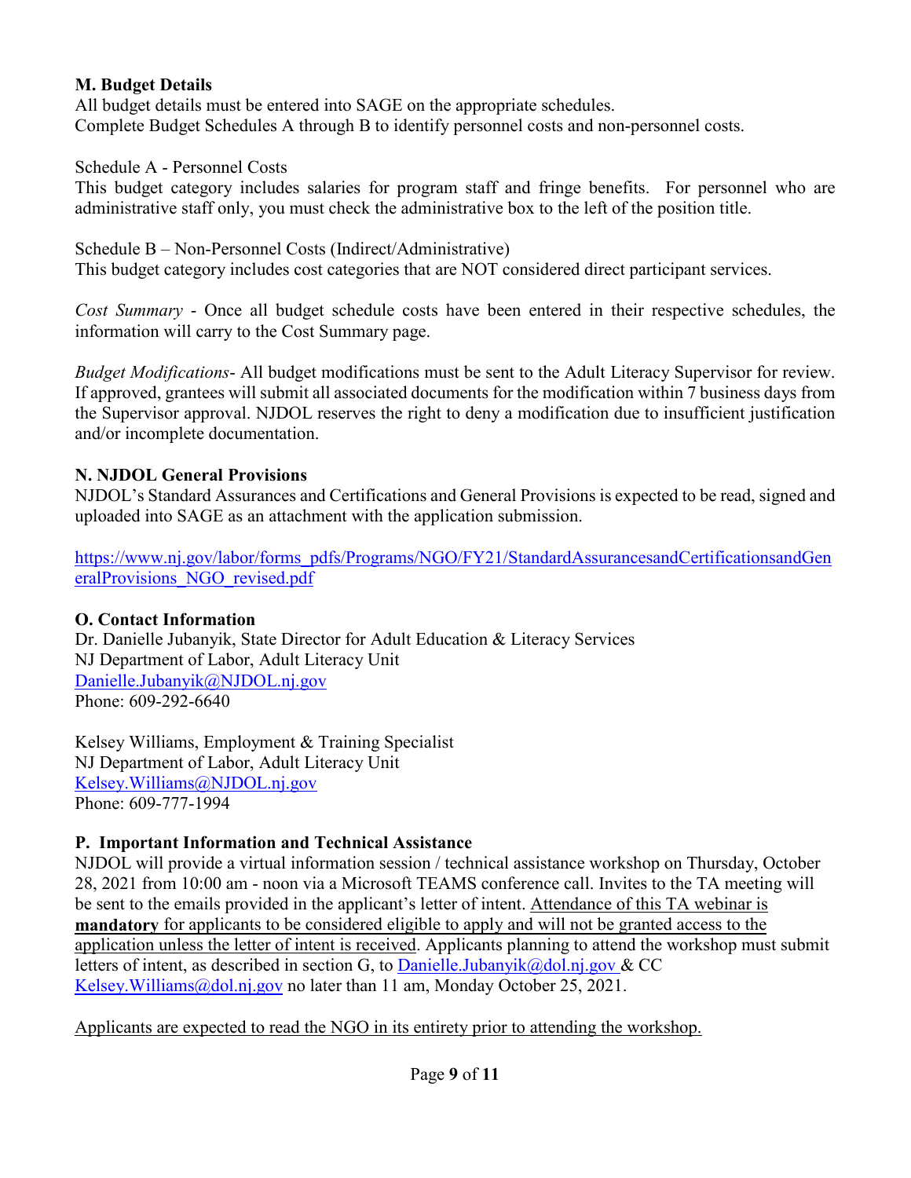### M. Budget Details

All budget details must be entered into SAGE on the appropriate schedules.
Complete Budget Schedules A through B to identify personnel costs and non-personnel costs.

Schedule A - Personnel Costs
This budget category includes salaries for program staff and fringe benefits. For personnel who are administrative staff only, you must check the administrative box to the left of the position title.

Schedule B – Non-Personnel Costs (Indirect/Administrative)
This budget category includes cost categories that are NOT considered direct participant services.

*Cost Summary* - Once all budget schedule costs have been entered in their respective schedules, the information will carry to the Cost Summary page.

*Budget Modifications*- All budget modifications must be sent to the Adult Literacy Supervisor for review. If approved, grantees will submit all associated documents for the modification within 7 business days from the Supervisor approval. NJDOL reserves the right to deny a modification due to insufficient justification and/or incomplete documentation.

### N. NJDOL General Provisions

NJDOL's Standard Assurances and Certifications and General Provisions is expected to be read, signed and uploaded into SAGE as an attachment with the application submission.

https://www.nj.gov/labor/forms_pdfs/Programs/NGO/FY21/StandardAssurancesandCertificationsandGeneralProvisions_NGO_revised.pdf

### O. Contact Information

Dr. Danielle Jubanyik, State Director for Adult Education & Literacy Services
NJ Department of Labor, Adult Literacy Unit
Danielle.Jubanyik@NJDOL.nj.gov
Phone: 609-292-6640

Kelsey Williams, Employment & Training Specialist
NJ Department of Labor, Adult Literacy Unit
Kelsey.Williams@NJDOL.nj.gov
Phone: 609-777-1994

### P. Important Information and Technical Assistance

NJDOL will provide a virtual information session / technical assistance workshop on Thursday, October 28, 2021 from 10:00 am - noon via a Microsoft TEAMS conference call. Invites to the TA meeting will be sent to the emails provided in the applicant's letter of intent. Attendance of this TA webinar is **mandatory** for applicants to be considered eligible to apply and will not be granted access to the application unless the letter of intent is received. Applicants planning to attend the workshop must submit letters of intent, as described in section G, to Danielle.Jubanyik@dol.nj.gov & CC Kelsey.Williams@dol.nj.gov no later than 11 am, Monday October 25, 2021.

Applicants are expected to read the NGO in its entirety prior to attending the workshop.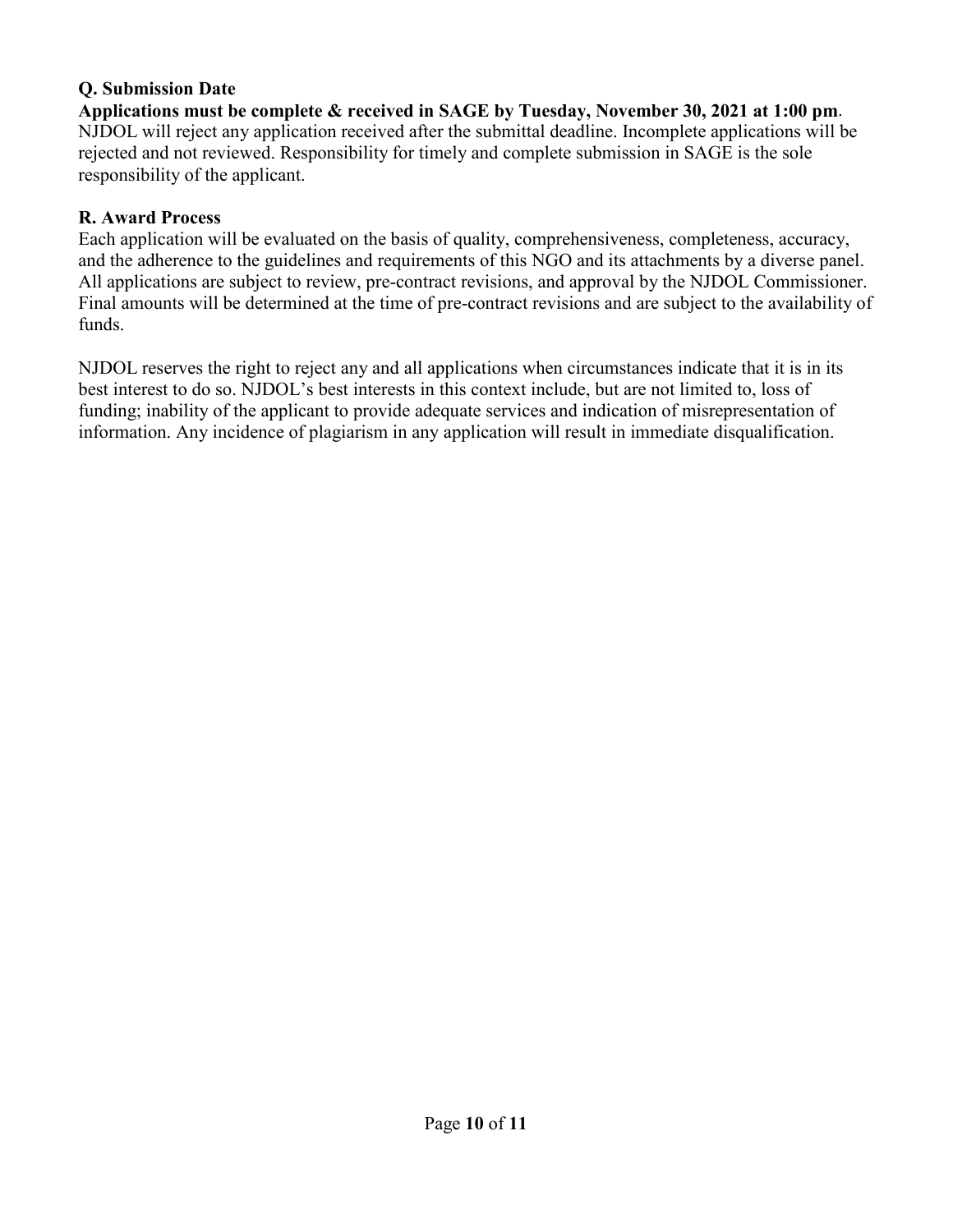### Q. Submission Date

**Applications must be complete & received in SAGE by Tuesday, November 30, 2021 at 1:00 pm**. NJDOL will reject any application received after the submittal deadline. Incomplete applications will be rejected and not reviewed. Responsibility for timely and complete submission in SAGE is the sole responsibility of the applicant.

### R. Award Process

Each application will be evaluated on the basis of quality, comprehensiveness, completeness, accuracy, and the adherence to the guidelines and requirements of this NGO and its attachments by a diverse panel. All applications are subject to review, pre-contract revisions, and approval by the NJDOL Commissioner. Final amounts will be determined at the time of pre-contract revisions and are subject to the availability of funds.

NJDOL reserves the right to reject any and all applications when circumstances indicate that it is in its best interest to do so. NJDOL's best interests in this context include, but are not limited to, loss of funding; inability of the applicant to provide adequate services and indication of misrepresentation of information. Any incidence of plagiarism in any application will result in immediate disqualification.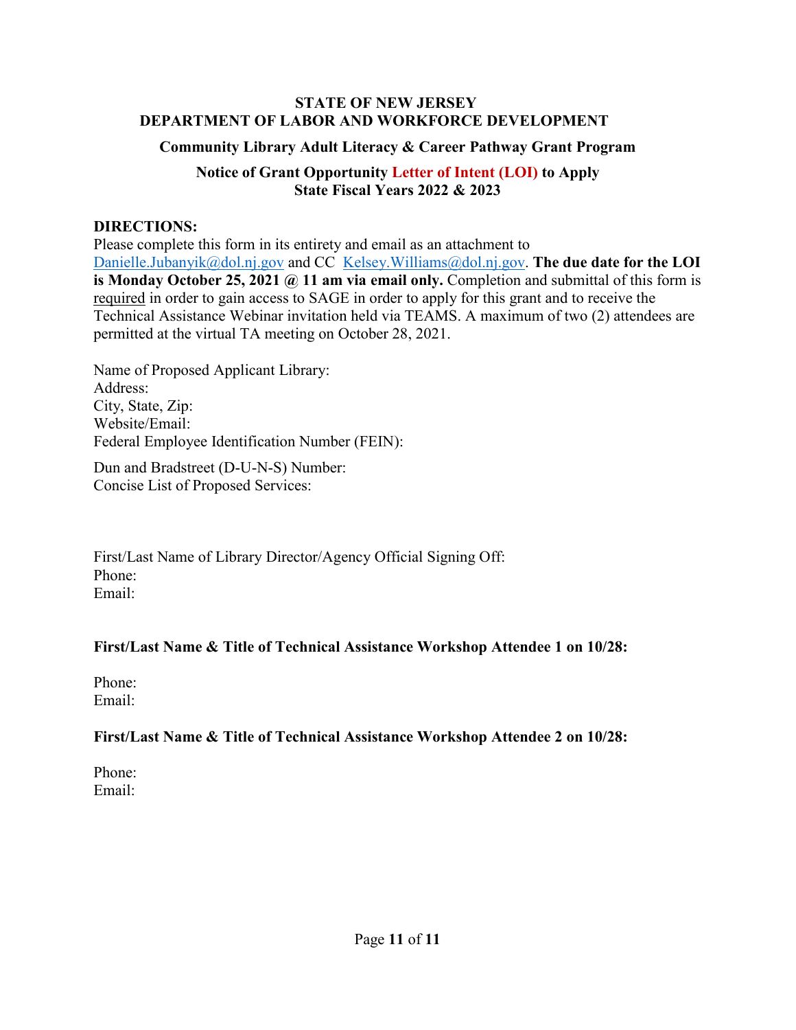**STATE OF NEW JERSEY**
**DEPARTMENT OF LABOR AND WORKFORCE DEVELOPMENT**

**Community Library Adult Literacy & Career Pathway Grant Program**

**Notice of Grant Opportunity Letter of Intent (LOI) to Apply**
**State Fiscal Years 2022 & 2023**

**DIRECTIONS:**
Please complete this form in its entirety and email as an attachment to Danielle.Jubanyik@dol.nj.gov and CC Kelsey.Williams@dol.nj.gov. **The due date for the LOI is Monday October 25, 2021 @ 11 am via email only.** Completion and submittal of this form is required in order to gain access to SAGE in order to apply for this grant and to receive the Technical Assistance Webinar invitation held via TEAMS. A maximum of two (2) attendees are permitted at the virtual TA meeting on October 28, 2021.

Name of Proposed Applicant Library:
Address:
City, State, Zip:
Website/Email:
Federal Employee Identification Number (FEIN):

Dun and Bradstreet (D-U-N-S) Number:
Concise List of Proposed Services:

First/Last Name of Library Director/Agency Official Signing Off:
Phone:
Email:

**First/Last Name & Title of Technical Assistance Workshop Attendee 1 on 10/28:**

Phone:
Email:

**First/Last Name & Title of Technical Assistance Workshop Attendee 2 on 10/28:**

Phone:
Email: